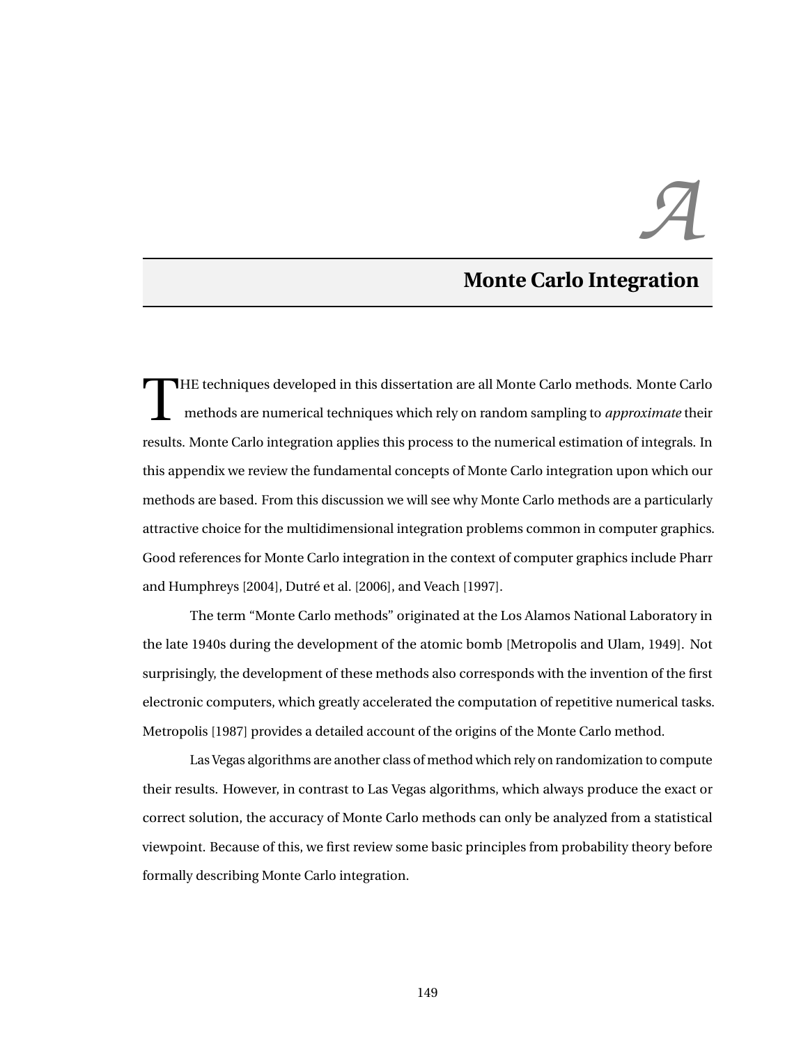# A

# Monte Carlo Integration

THE techniques developed in this dissertation are all Monte Carlo methods. Monte Carlo methods are numerical techniques which rely on random sampling to *approximate* their results. Monte Carlo integration applies this process to the numerical estimation of integrals. In this appendix we review the fundamental concepts of Monte Carlo integration upon which our methods are based. From this discussion we will see why Monte Carlo methods are a particularly attractive choice for the multidimensional integration problems common in computer graphics. Good references for Monte Carlo integration in the context of computer graphics include Pharr and Humphreys [2004], Dutré et al. [2006], and Veach [1997].

The term "Monte Carlo methods" originated at the Los Alamos National Laboratory in the late 1940s during the development of the atomic bomb [Metropolis and Ulam, 1949]. Not surprisingly, the development of these methods also corresponds with the invention of the first electronic computers, which greatly accelerated the computation of repetitive numerical tasks. Metropolis [1987] provides a detailed account of the origins of the Monte Carlo method.

Las Vegas algorithms are another class of method which rely on randomization to compute their results. However, in contrast to Las Vegas algorithms, which always produce the exact or correct solution, the accuracy of Monte Carlo methods can only be analyzed from a statistical viewpoint. Because of this, we first review some basic principles from probability theory before formally describing Monte Carlo integration.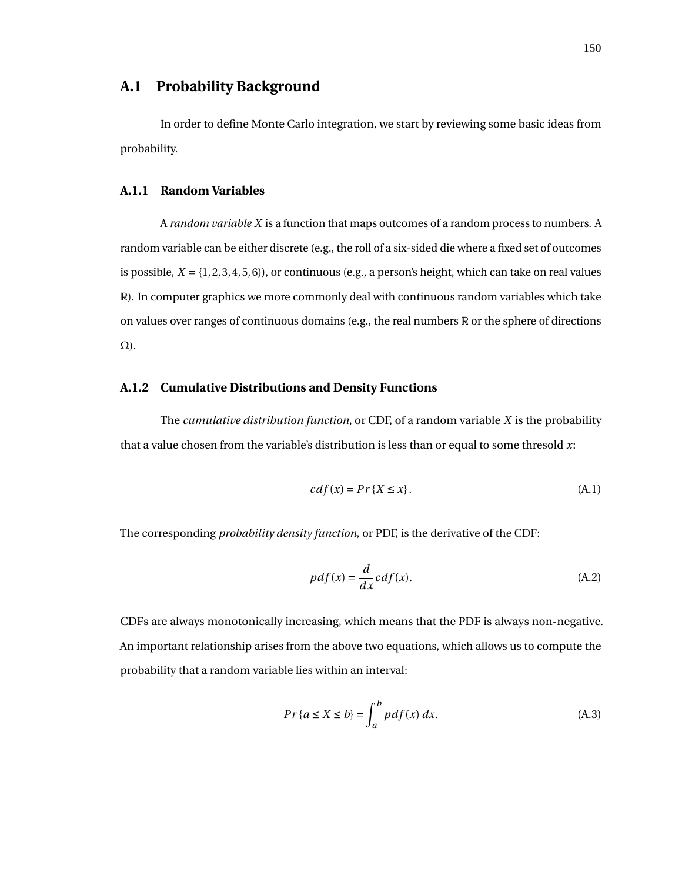## A.1 Probability Background

In order to define Monte Carlo integration, we start by reviewing some basic ideas from probability.

### A.1.1 Random Variables

A *random variable* $X$ is a function that maps outcomes of a random process to numbers. A random variable can be either discrete (e.g., the roll of a six-sided die where a fixed set of outcomes is possible, $X = \{1, 2, 3, 4, 5, 6\}$), or continuous (e.g., a person's height, which can take on real values $\mathbb{R}$). In computer graphics we more commonly deal with continuous random variables which take on values over ranges of continuous domains (e.g., the real numbers $\mathbb{R}$ or the sphere of directions $\Omega$).

### A.1.2 Cumulative Distributions and Density Functions

The *cumulative distribution function*, or CDF, of a random variable $X$ is the probability that a value chosen from the variable's distribution is less than or equal to some thresold $x$:

$$cdf(x) = Pr\{X \leq x\}. \tag{A.1}$$

The corresponding *probability density function*, or PDF, is the derivative of the CDF:

$$pdf(x) = \frac{d}{dx} cdf(x). \tag{A.2}$$

CDFs are always monotonically increasing, which means that the PDF is always non-negative. An important relationship arises from the above two equations, which allows us to compute the probability that a random variable lies within an interval:

$$Pr\{a \leq X \leq b\} = \int_a^b pdf(x)\, dx. \tag{A.3}$$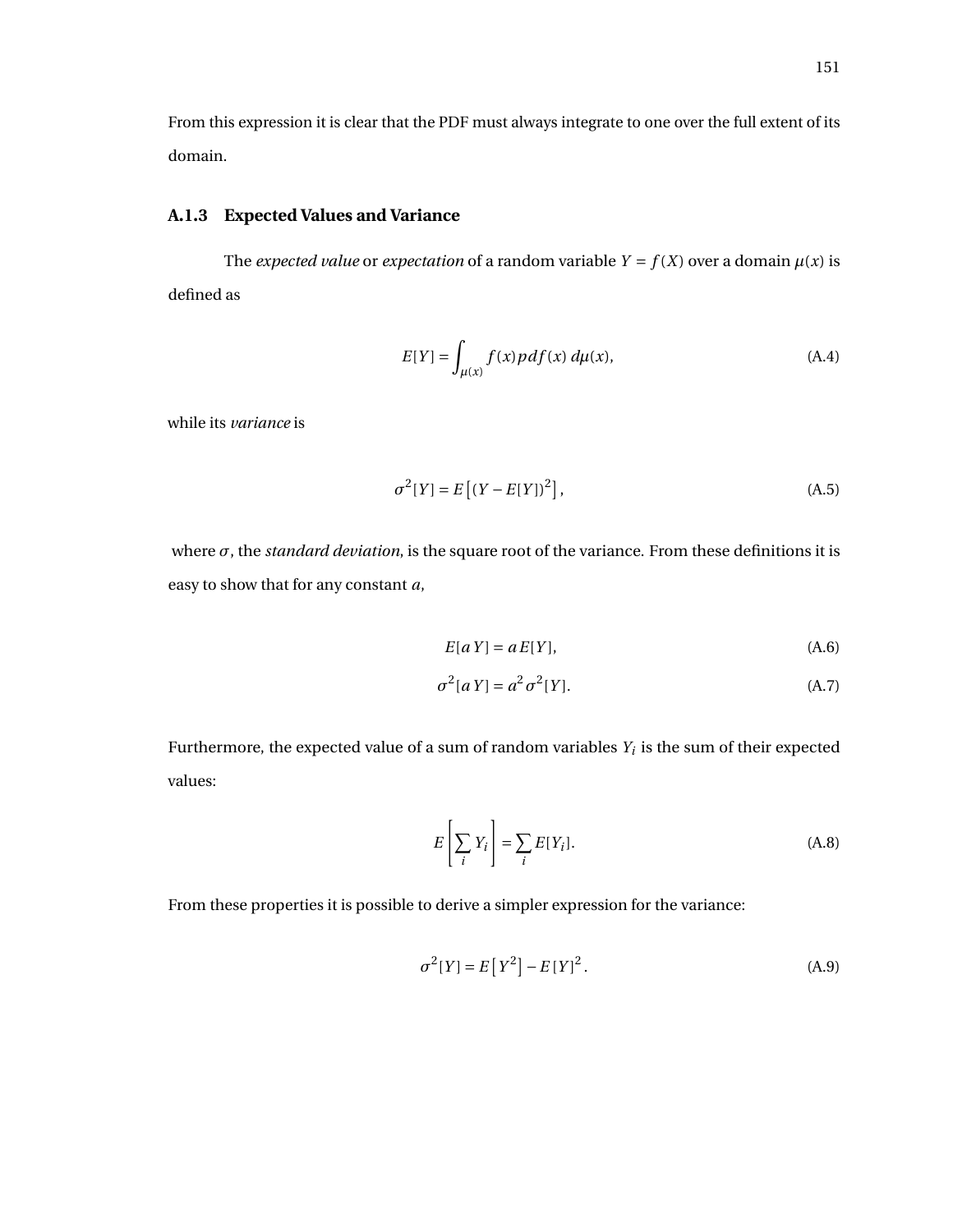From this expression it is clear that the PDF must always integrate to one over the full extent of its domain.

### A.1.3 Expected Values and Variance

The *expected value* or *expectation* of a random variable $Y = f(X)$ over a domain $\mu(x)$ is defined as

$$E[Y] = \int_{\mu(x)} f(x) pdf(x)\, d\mu(x), \tag{A.4}$$

while its *variance* is

$$\sigma^2[Y] = E\left[(Y - E[Y])^2\right], \tag{A.5}$$

where $\sigma$, the *standard deviation*, is the square root of the variance. From these definitions it is easy to show that for any constant $a$,

$$E[aY] = aE[Y], \tag{A.6}$$

$$\sigma^2[aY] = a^2 \sigma^2[Y]. \tag{A.7}$$

Furthermore, the expected value of a sum of random variables $Y_i$ is the sum of their expected values:

$$E\left[\sum_i Y_i\right] = \sum_i E[Y_i]. \tag{A.8}$$

From these properties it is possible to derive a simpler expression for the variance:

$$\sigma^2[Y] = E\left[Y^2\right] - E[Y]^2. \tag{A.9}$$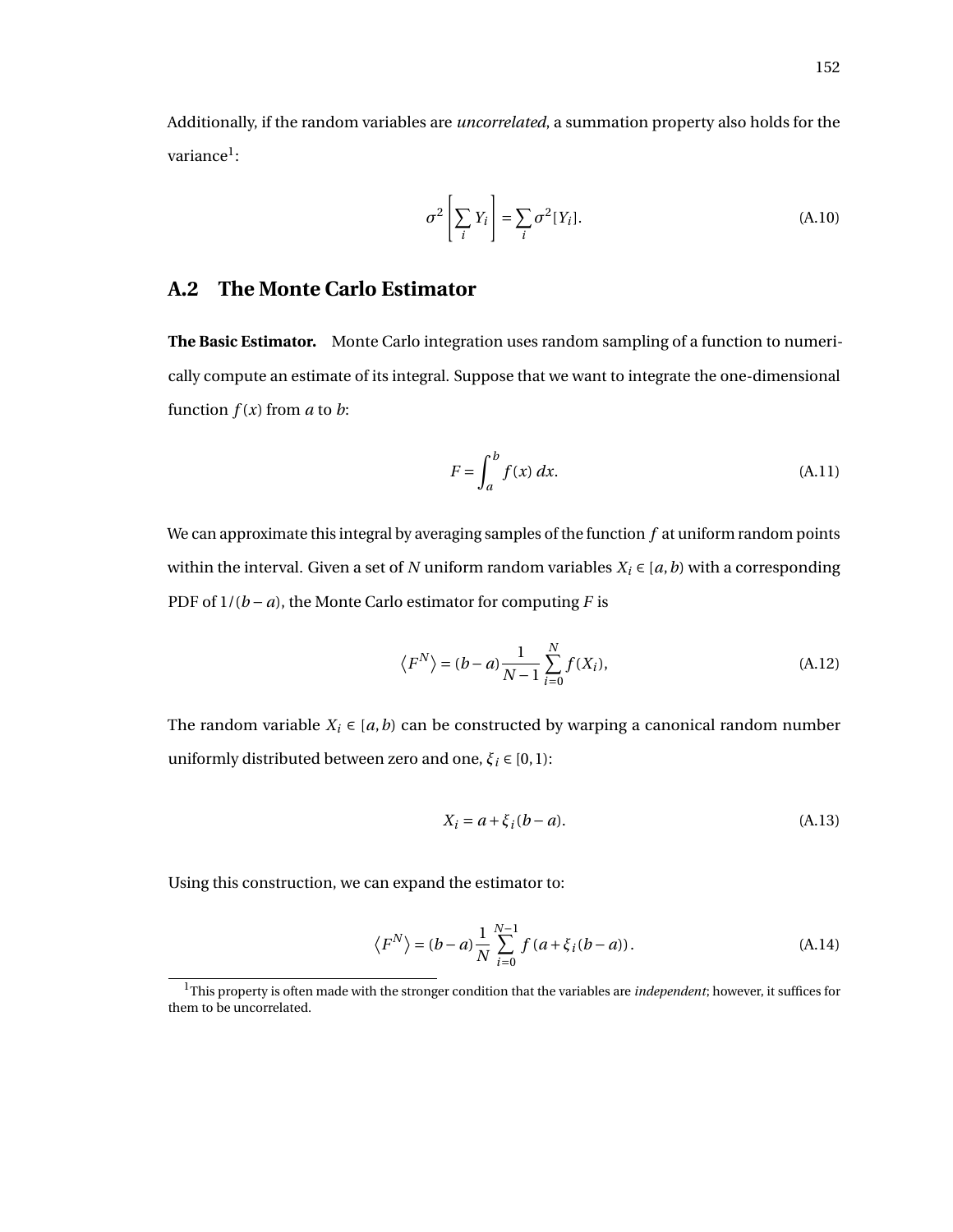Additionally, if the random variables are *uncorrelated*, a summation property also holds for the variance[1]:

$$\sigma^2\left[\sum_i Y_i\right] = \sum_i \sigma^2[Y_i]. \tag{A.10}$$

## A.2 The Monte Carlo Estimator

**The Basic Estimator.** Monte Carlo integration uses random sampling of a function to numerically compute an estimate of its integral. Suppose that we want to integrate the one-dimensional function $f(x)$ from $a$ to $b$:

$$F = \int_a^b f(x)\, dx. \tag{A.11}$$

We can approximate this integral by averaging samples of the function $f$ at uniform random points within the interval. Given a set of $N$ uniform random variables $X_i \in [a,b)$ with a corresponding PDF of $1/(b-a)$, the Monte Carlo estimator for computing $F$ is

$$\left\langle F^N \right\rangle = (b-a)\frac{1}{N-1}\sum_{i=0}^{N} f(X_i), \tag{A.12}$$

The random variable $X_i \in [a,b)$ can be constructed by warping a canonical random number uniformly distributed between zero and one, $\xi_i \in [0,1)$:

$$X_i = a + \xi_i(b-a). \tag{A.13}$$

Using this construction, we can expand the estimator to:

$$\left\langle F^N \right\rangle = (b-a)\frac{1}{N}\sum_{i=0}^{N-1} f\left(a + \xi_i(b-a)\right). \tag{A.14}$$

[1] This property is often made with the stronger condition that the variables are *independent*; however, it suffices for them to be uncorrelated.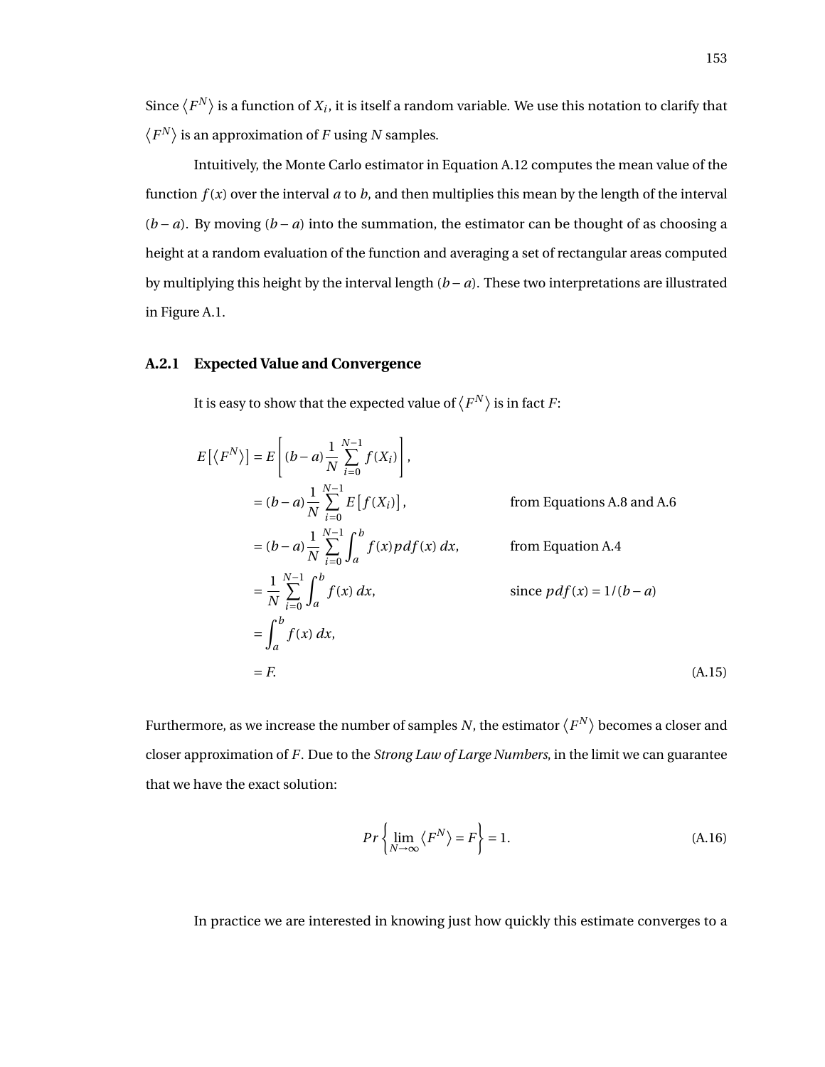Since $\langle F^N \rangle$ is a function of $X_i$, it is itself a random variable. We use this notation to clarify that $\langle F^N \rangle$ is an approximation of $F$ using $N$ samples.

Intuitively, the Monte Carlo estimator in Equation A.12 computes the mean value of the function $f(x)$ over the interval $a$ to $b$, and then multiplies this mean by the length of the interval $(b-a)$. By moving $(b-a)$ into the summation, the estimator can be thought of as choosing a height at a random evaluation of the function and averaging a set of rectangular areas computed by multiplying this height by the interval length $(b-a)$. These two interpretations are illustrated in Figure A.1.

### A.2.1 Expected Value and Convergence

It is easy to show that the expected value of $\langle F^N \rangle$ is in fact $F$:

$$
\begin{aligned}
E\left[\langle F^N \rangle\right] &= E\left[(b-a)\frac{1}{N}\sum_{i=0}^{N-1} f(X_i)\right], \\
&= (b-a)\frac{1}{N}\sum_{i=0}^{N-1} E\left[f(X_i)\right], && \text{from Equations A.8 and A.6} \\
&= (b-a)\frac{1}{N}\sum_{i=0}^{N-1} \int_a^b f(x)pdf(x)\,dx, && \text{from Equation A.4} \\
&= \frac{1}{N}\sum_{i=0}^{N-1} \int_a^b f(x)\,dx, && \text{since } pdf(x) = 1/(b-a) \\
&= \int_a^b f(x)\,dx, \\
&= F.
\end{aligned}
\tag{A.15}
$$

Furthermore, as we increase the number of samples $N$, the estimator $\langle F^N \rangle$ becomes a closer and closer approximation of $F$. Due to the *Strong Law of Large Numbers*, in the limit we can guarantee that we have the exact solution:

$$
Pr\left\{\lim_{N\to\infty} \langle F^N \rangle = F\right\} = 1. \tag{A.16}
$$

In practice we are interested in knowing just how quickly this estimate converges to a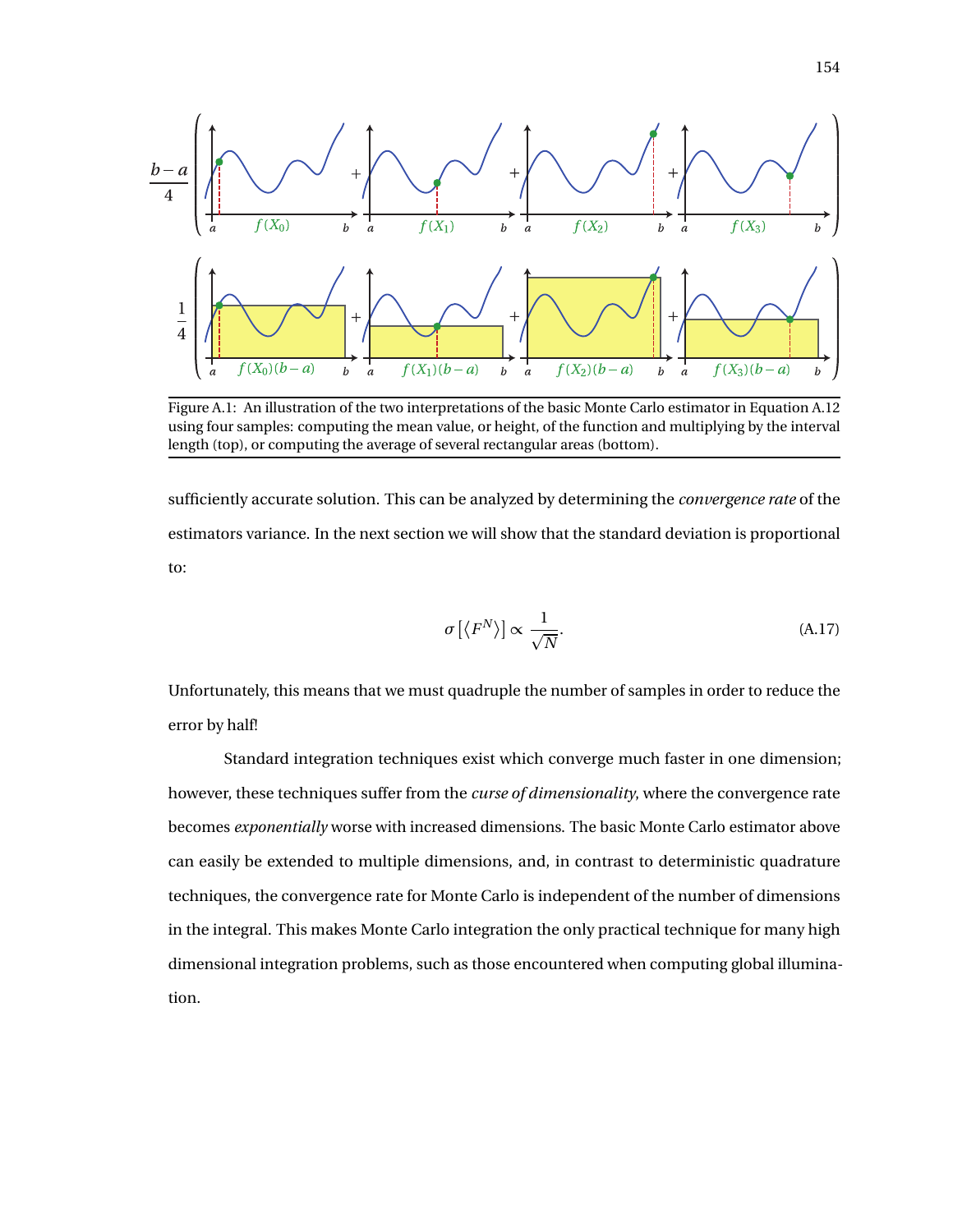Figure A.1: An illustration of the two interpretations of the basic Monte Carlo estimator in Equation A.12 using four samples: computing the mean value, or height, of the function and multiplying by the interval length (top), or computing the average of several rectangular areas (bottom).

sufficiently accurate solution. This can be analyzed by determining the *convergence rate* of the estimators variance. In the next section we will show that the standard deviation is proportional to:

$$\sigma\left[\langle F^N \rangle\right] \propto \frac{1}{\sqrt{N}}. \tag{A.17}$$

Unfortunately, this means that we must quadruple the number of samples in order to reduce the error by half!

Standard integration techniques exist which converge much faster in one dimension; however, these techniques suffer from the *curse of dimensionality*, where the convergence rate becomes *exponentially* worse with increased dimensions. The basic Monte Carlo estimator above can easily be extended to multiple dimensions, and, in contrast to deterministic quadrature techniques, the convergence rate for Monte Carlo is independent of the number of dimensions in the integral. This makes Monte Carlo integration the only practical technique for many high dimensional integration problems, such as those encountered when computing global illumination.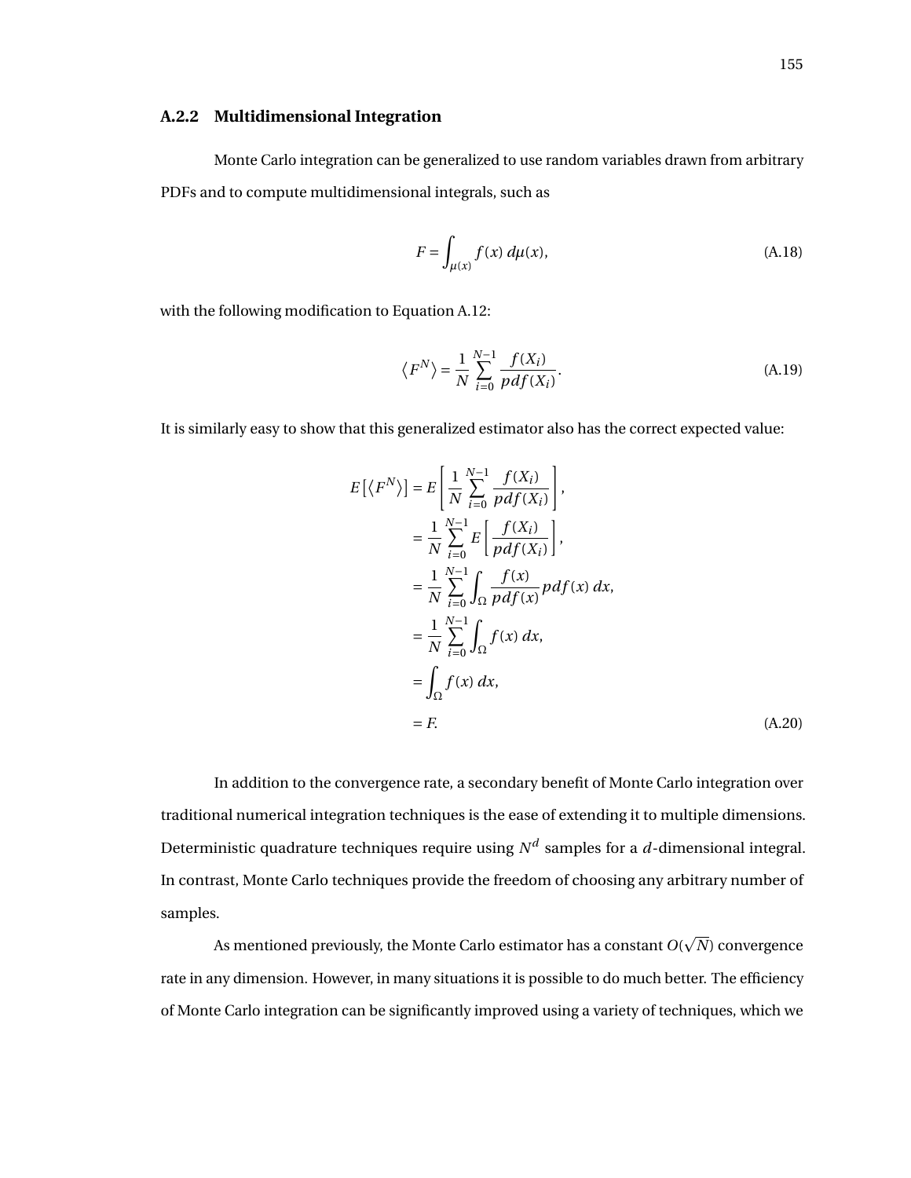### A.2.2 Multidimensional Integration

Monte Carlo integration can be generalized to use random variables drawn from arbitrary PDFs and to compute multidimensional integrals, such as

$$F = \int_{\mu(x)} f(x)\, d\mu(x), \tag{A.18}$$

with the following modification to Equation A.12:

$$\langle F^N \rangle = \frac{1}{N} \sum_{i=0}^{N-1} \frac{f(X_i)}{pdf(X_i)}. \tag{A.19}$$

It is similarly easy to show that this generalized estimator also has the correct expected value:

$$\begin{aligned}
E\left[\langle F^N \rangle\right] &= E\left[\frac{1}{N} \sum_{i=0}^{N-1} \frac{f(X_i)}{pdf(X_i)}\right], \\
&= \frac{1}{N} \sum_{i=0}^{N-1} E\left[\frac{f(X_i)}{pdf(X_i)}\right], \\
&= \frac{1}{N} \sum_{i=0}^{N-1} \int_{\Omega} \frac{f(x)}{pdf(x)} pdf(x)\, dx, \\
&= \frac{1}{N} \sum_{i=0}^{N-1} \int_{\Omega} f(x)\, dx, \\
&= \int_{\Omega} f(x)\, dx, \\
&= F.
\end{aligned} \tag{A.20}$$

In addition to the convergence rate, a secondary benefit of Monte Carlo integration over traditional numerical integration techniques is the ease of extending it to multiple dimensions. Deterministic quadrature techniques require using $N^d$ samples for a $d$-dimensional integral. In contrast, Monte Carlo techniques provide the freedom of choosing any arbitrary number of samples.

As mentioned previously, the Monte Carlo estimator has a constant $O(\sqrt{N})$ convergence rate in any dimension. However, in many situations it is possible to do much better. The efficiency of Monte Carlo integration can be significantly improved using a variety of techniques, which we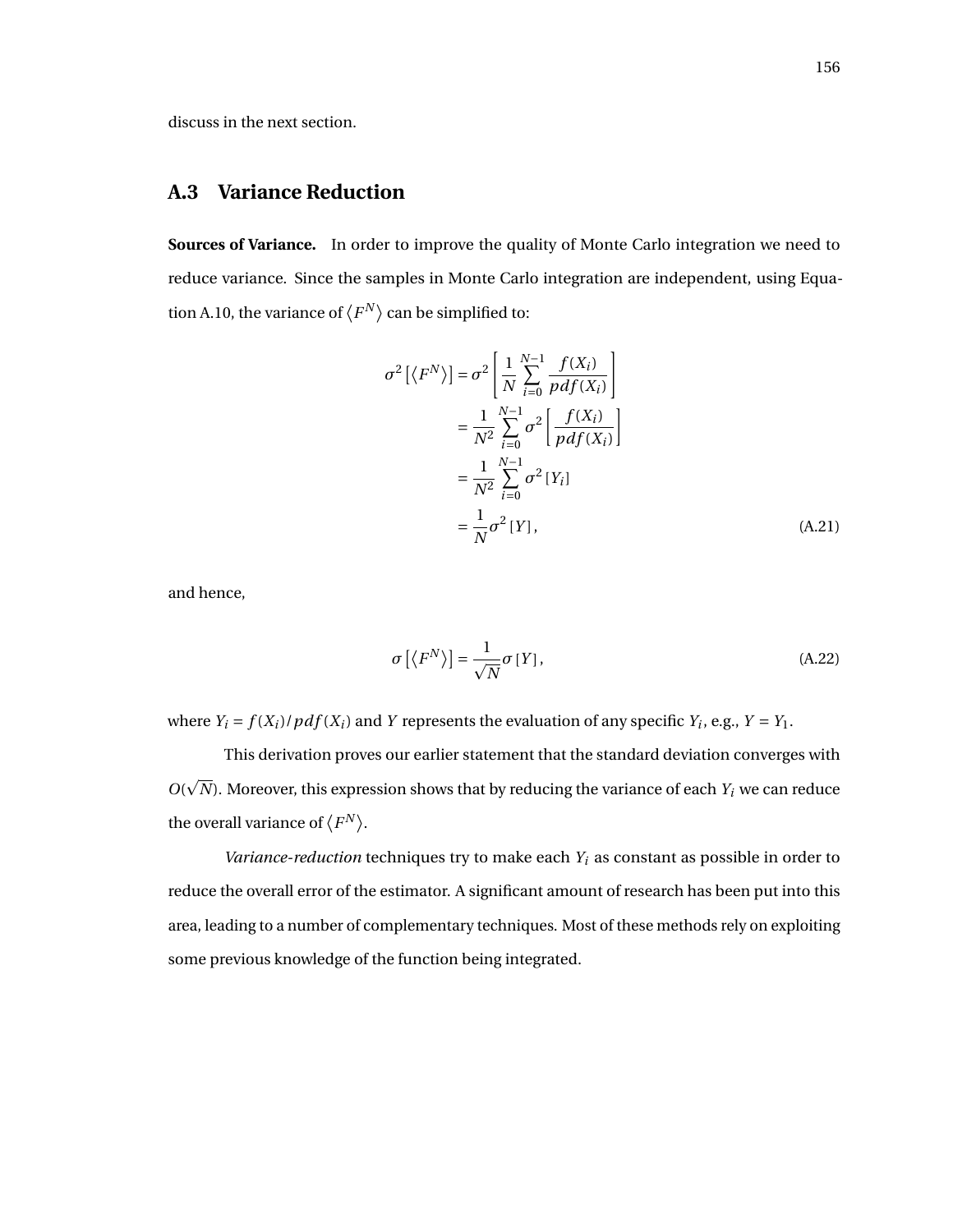discuss in the next section.

## A.3 Variance Reduction

**Sources of Variance.** In order to improve the quality of Monte Carlo integration we need to reduce variance. Since the samples in Monte Carlo integration are independent, using Equation A.10, the variance of $\langle F^N \rangle$ can be simplified to:

$$
\begin{aligned}
\sigma^2 \left[ \langle F^N \rangle \right] &= \sigma^2 \left[ \frac{1}{N} \sum_{i=0}^{N-1} \frac{f(X_i)}{pdf(X_i)} \right] \\
&= \frac{1}{N^2} \sum_{i=0}^{N-1} \sigma^2 \left[ \frac{f(X_i)}{pdf(X_i)} \right] \\
&= \frac{1}{N^2} \sum_{i=0}^{N-1} \sigma^2 \left[ Y_i \right] \\
&= \frac{1}{N} \sigma^2 \left[ Y \right],
\end{aligned}
\tag{A.21}
$$

and hence,

$$
\sigma \left[ \langle F^N \rangle \right] = \frac{1}{\sqrt{N}} \sigma \left[ Y \right],
\tag{A.22}
$$

where $Y_i = f(X_i)/pdf(X_i)$ and $Y$ represents the evaluation of any specific $Y_i$, e.g., $Y = Y_1$.

This derivation proves our earlier statement that the standard deviation converges with $O(\sqrt{N})$. Moreover, this expression shows that by reducing the variance of each $Y_i$ we can reduce the overall variance of $\langle F^N \rangle$.

*Variance-reduction* techniques try to make each $Y_i$ as constant as possible in order to reduce the overall error of the estimator. A significant amount of research has been put into this area, leading to a number of complementary techniques. Most of these methods rely on exploiting some previous knowledge of the function being integrated.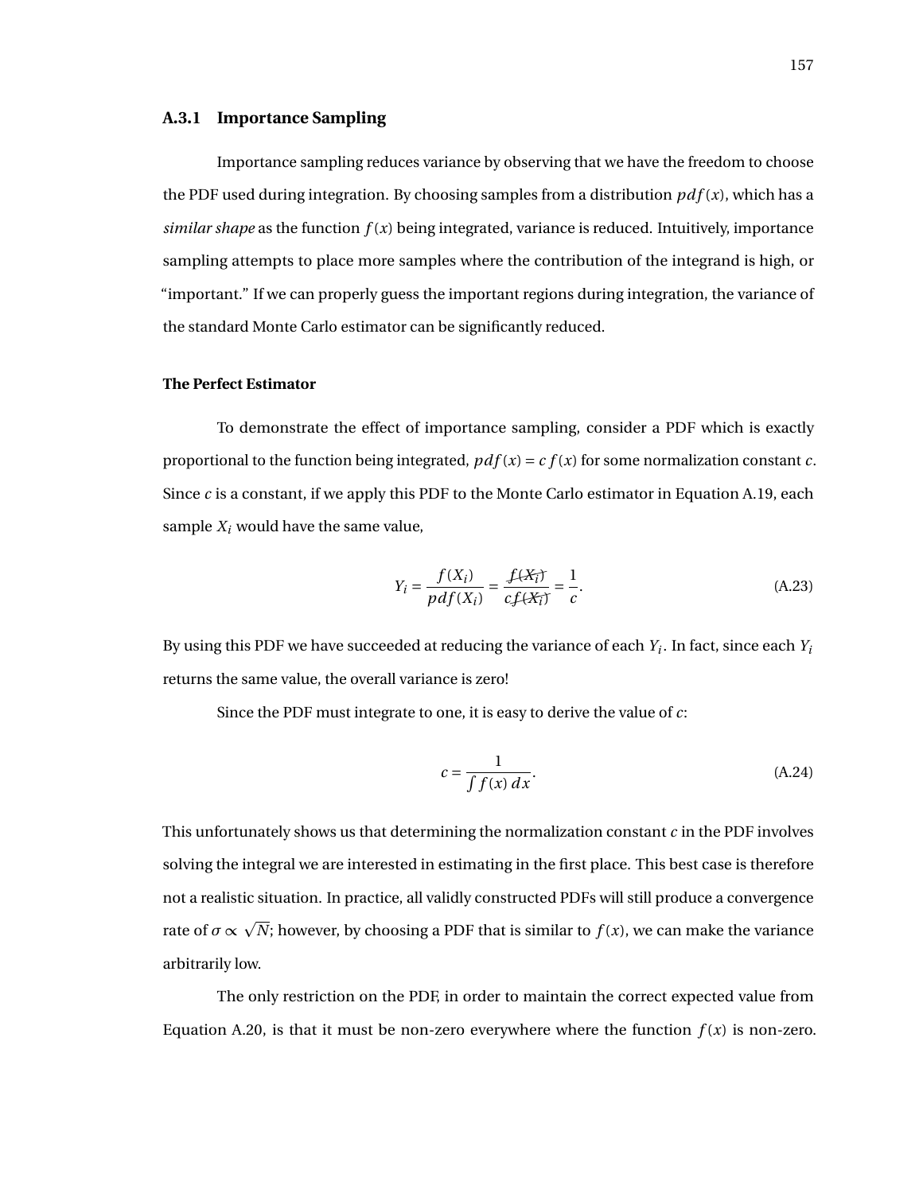### A.3.1 Importance Sampling

Importance sampling reduces variance by observing that we have the freedom to choose the PDF used during integration. By choosing samples from a distribution $pdf(x)$, which has a *similar shape* as the function $f(x)$ being integrated, variance is reduced. Intuitively, importance sampling attempts to place more samples where the contribution of the integrand is high, or "important." If we can properly guess the important regions during integration, the variance of the standard Monte Carlo estimator can be significantly reduced.

#### The Perfect Estimator

To demonstrate the effect of importance sampling, consider a PDF which is exactly proportional to the function being integrated, $pdf(x) = c\,f(x)$ for some normalization constant $c$. Since $c$ is a constant, if we apply this PDF to the Monte Carlo estimator in Equation A.19, each sample $X_i$ would have the same value,

$$Y_i = \frac{f(X_i)}{pdf(X_i)} = \frac{\cancel{f(X_i)}}{c\cancel{f(X_i)}} = \frac{1}{c}. \tag{A.23}$$

By using this PDF we have succeeded at reducing the variance of each $Y_i$. In fact, since each $Y_i$ returns the same value, the overall variance is zero!

Since the PDF must integrate to one, it is easy to derive the value of $c$:

$$c = \frac{1}{\int f(x)\,dx}. \tag{A.24}$$

This unfortunately shows us that determining the normalization constant $c$ in the PDF involves solving the integral we are interested in estimating in the first place. This best case is therefore not a realistic situation. In practice, all validly constructed PDFs will still produce a convergence rate of $\sigma \propto \sqrt{N}$; however, by choosing a PDF that is similar to $f(x)$, we can make the variance arbitrarily low.

The only restriction on the PDF, in order to maintain the correct expected value from Equation A.20, is that it must be non-zero everywhere where the function $f(x)$ is non-zero.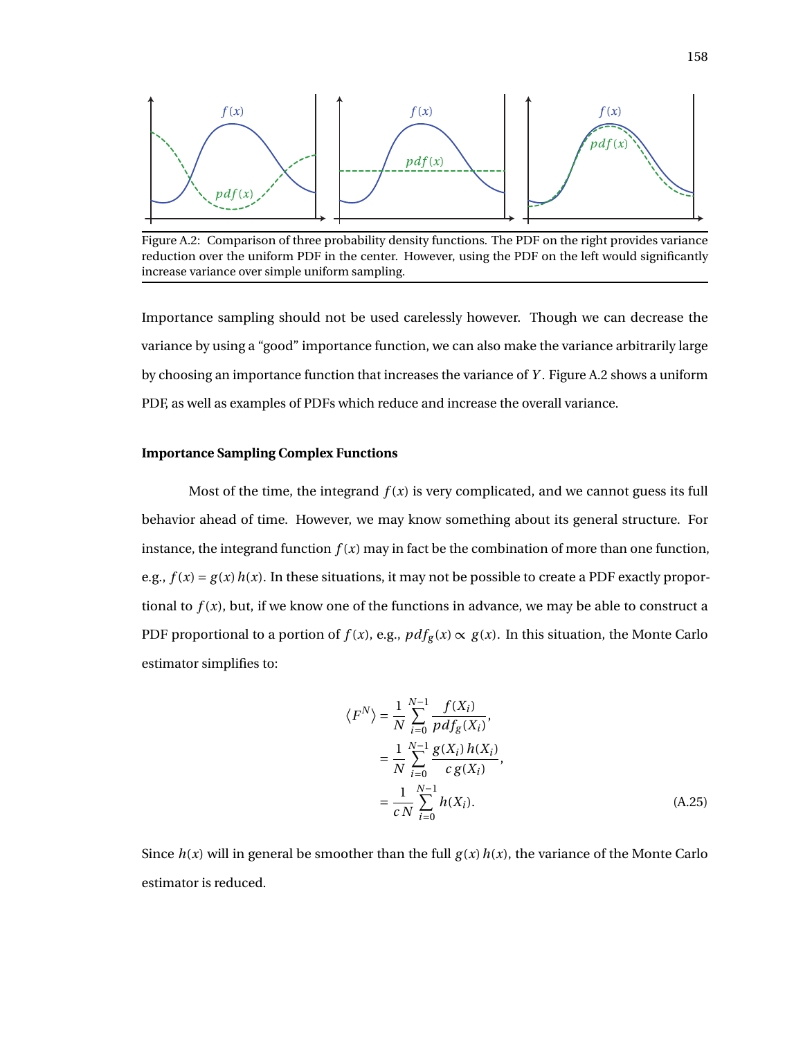Figure A.2: Comparison of three probability density functions. The PDF on the right provides variance reduction over the uniform PDF in the center. However, using the PDF on the left would significantly increase variance over simple uniform sampling.

Importance sampling should not be used carelessly however. Though we can decrease the variance by using a "good" importance function, we can also make the variance arbitrarily large by choosing an importance function that increases the variance of $Y$. Figure A.2 shows a uniform PDF, as well as examples of PDFs which reduce and increase the overall variance.

**Importance Sampling Complex Functions**

Most of the time, the integrand $f(x)$ is very complicated, and we cannot guess its full behavior ahead of time. However, we may know something about its general structure. For instance, the integrand function $f(x)$ may in fact be the combination of more than one function, e.g., $f(x) = g(x)\,h(x)$. In these situations, it may not be possible to create a PDF exactly proportional to $f(x)$, but, if we know one of the functions in advance, we may be able to construct a PDF proportional to a portion of $f(x)$, e.g., $pdf_g(x) \propto g(x)$. In this situation, the Monte Carlo estimator simplifies to:

$$
\begin{aligned}
\langle F^N \rangle &= \frac{1}{N} \sum_{i=0}^{N-1} \frac{f(X_i)}{pdf_g(X_i)}, \\
&= \frac{1}{N} \sum_{i=0}^{N-1} \frac{g(X_i)\,h(X_i)}{c\,g(X_i)}, \\
&= \frac{1}{c\,N} \sum_{i=0}^{N-1} h(X_i).
\end{aligned}
\tag{A.25}
$$

Since $h(x)$ will in general be smoother than the full $g(x)\,h(x)$, the variance of the Monte Carlo estimator is reduced.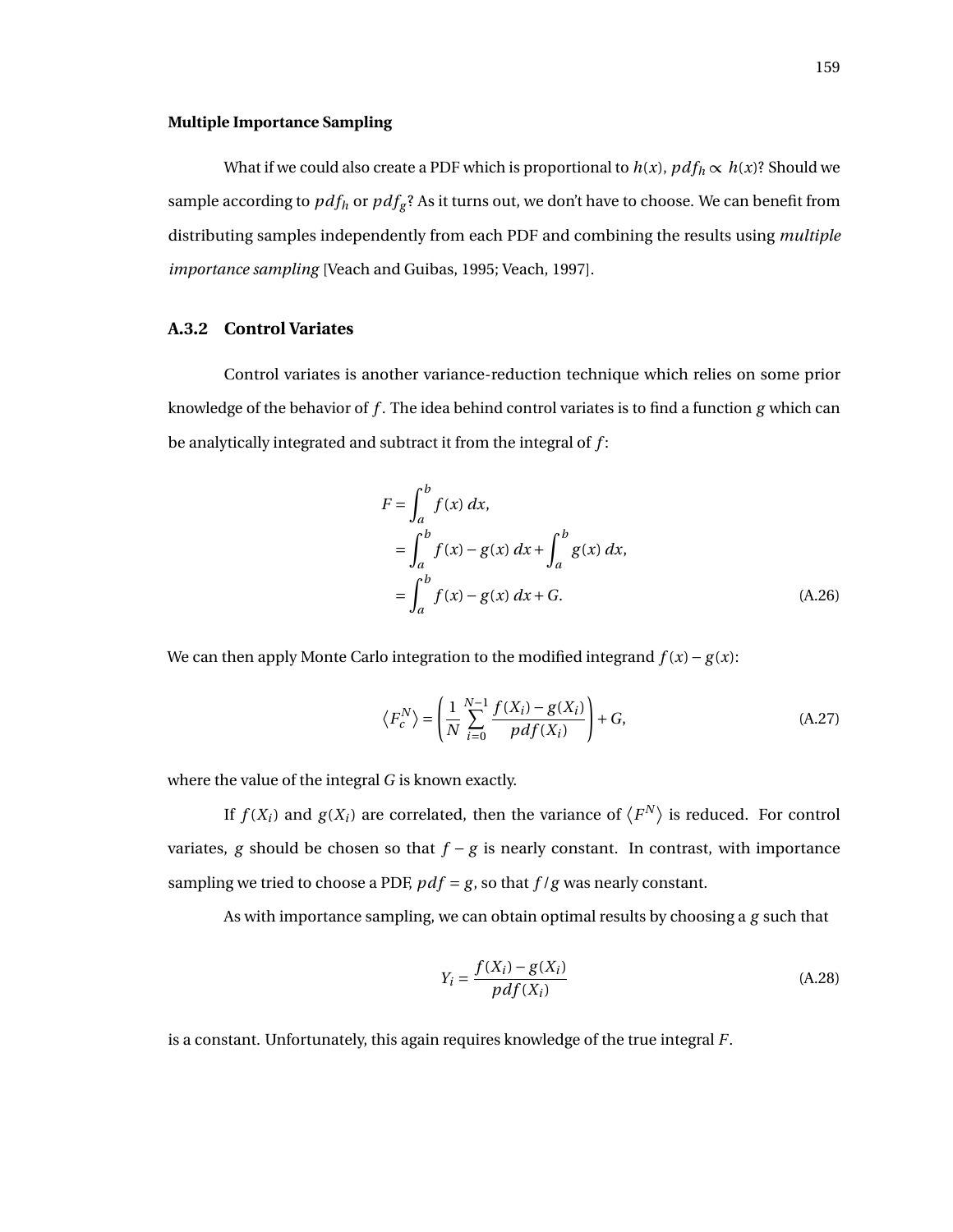**Multiple Importance Sampling**

What if we could also create a PDF which is proportional to $h(x)$, $pdf_h \propto h(x)$? Should we sample according to $pdf_h$ or $pdf_g$? As it turns out, we don't have to choose. We can benefit from distributing samples independently from each PDF and combining the results using *multiple importance sampling* [Veach and Guibas, 1995; Veach, 1997].

### A.3.2 Control Variates

Control variates is another variance-reduction technique which relies on some prior knowledge of the behavior of $f$. The idea behind control variates is to find a function $g$ which can be analytically integrated and subtract it from the integral of $f$:

$$
\begin{aligned}
F &= \int_a^b f(x)\, dx, \\
&= \int_a^b f(x) - g(x)\, dx + \int_a^b g(x)\, dx, \\
&= \int_a^b f(x) - g(x)\, dx + G. 
\end{aligned}
\tag{A.26}
$$

We can then apply Monte Carlo integration to the modified integrand $f(x) - g(x)$:

$$
\left\langle F_c^N \right\rangle = \left( \frac{1}{N} \sum_{i=0}^{N-1} \frac{f(X_i) - g(X_i)}{pdf(X_i)} \right) + G, \tag{A.27}
$$

where the value of the integral $G$ is known exactly.

If $f(X_i)$ and $g(X_i)$ are correlated, then the variance of $\left\langle F^N \right\rangle$ is reduced. For control variates, $g$ should be chosen so that $f - g$ is nearly constant. In contrast, with importance sampling we tried to choose a PDF, $pdf = g$, so that $f/g$ was nearly constant.

As with importance sampling, we can obtain optimal results by choosing a $g$ such that

$$
Y_i = \frac{f(X_i) - g(X_i)}{pdf(X_i)} \tag{A.28}
$$

is a constant. Unfortunately, this again requires knowledge of the true integral $F$.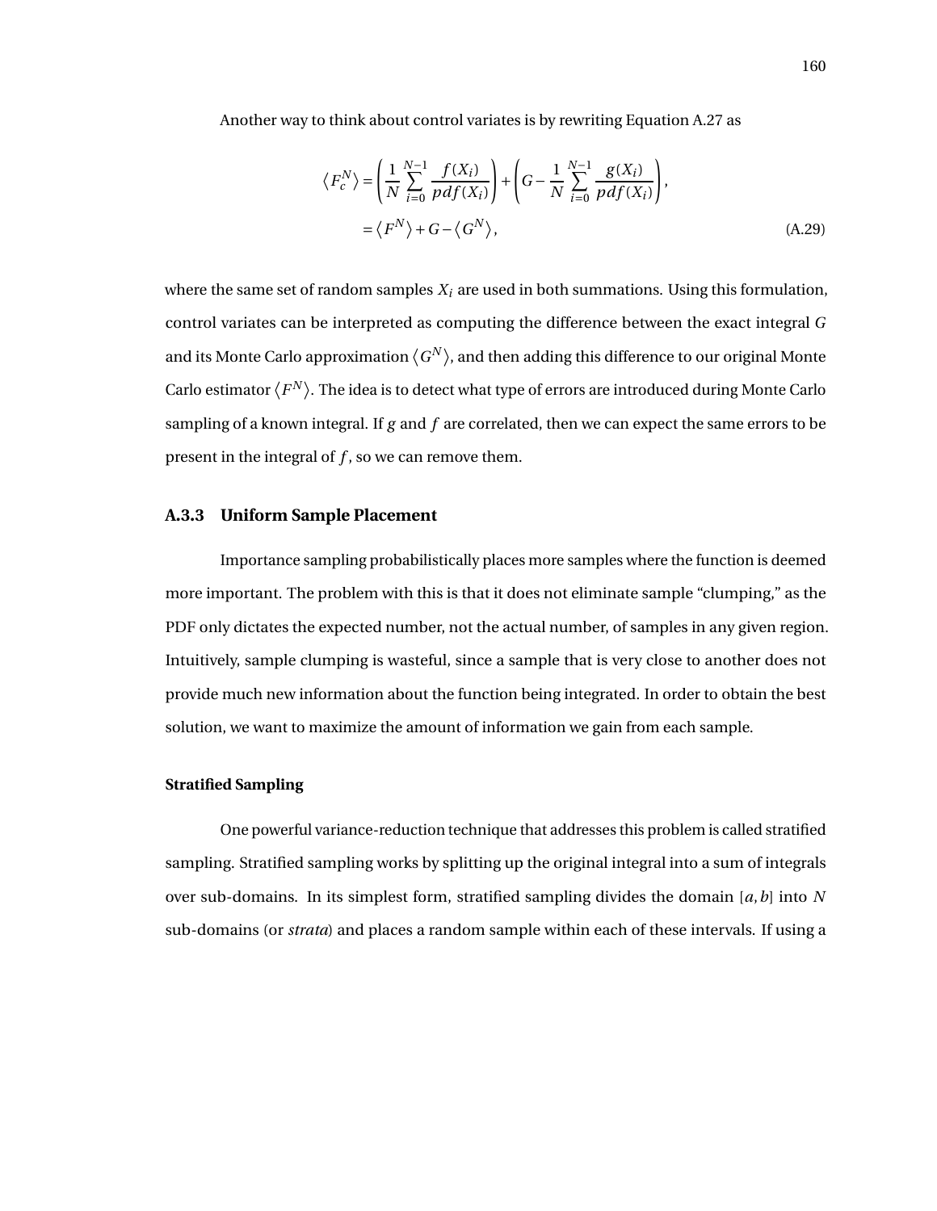Another way to think about control variates is by rewriting Equation A.27 as

$$
\begin{aligned}
\left\langle F_c^N \right\rangle &= \left( \frac{1}{N} \sum_{i=0}^{N-1} \frac{f(X_i)}{pdf(X_i)} \right) + \left( G - \frac{1}{N} \sum_{i=0}^{N-1} \frac{g(X_i)}{pdf(X_i)} \right), \\
&= \left\langle F^N \right\rangle + G - \left\langle G^N \right\rangle,
\end{aligned} \tag{A.29}
$$

where the same set of random samples $X_i$ are used in both summations. Using this formulation, control variates can be interpreted as computing the difference between the exact integral $G$ and its Monte Carlo approximation $\langle G^N \rangle$, and then adding this difference to our original Monte Carlo estimator $\langle F^N \rangle$. The idea is to detect what type of errors are introduced during Monte Carlo sampling of a known integral. If $g$ and $f$ are correlated, then we can expect the same errors to be present in the integral of $f$, so we can remove them.

### A.3.3 Uniform Sample Placement

Importance sampling probabilistically places more samples where the function is deemed more important. The problem with this is that it does not eliminate sample "clumping," as the PDF only dictates the expected number, not the actual number, of samples in any given region. Intuitively, sample clumping is wasteful, since a sample that is very close to another does not provide much new information about the function being integrated. In order to obtain the best solution, we want to maximize the amount of information we gain from each sample.

#### Stratified Sampling

One powerful variance-reduction technique that addresses this problem is called stratified sampling. Stratified sampling works by splitting up the original integral into a sum of integrals over sub-domains. In its simplest form, stratified sampling divides the domain $[a, b]$ into $N$ sub-domains (or *strata*) and places a random sample within each of these intervals. If using a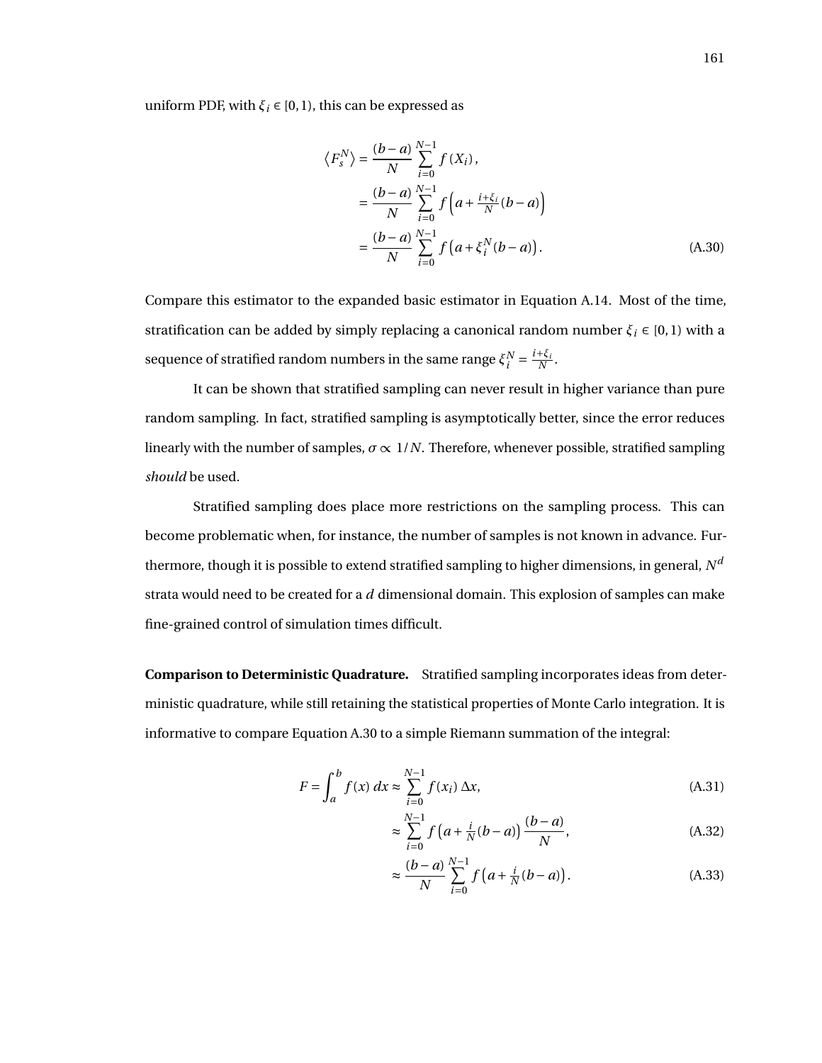uniform PDF, with $\xi_i \in [0,1)$, this can be expressed as

$$
\begin{aligned}
\left\langle F_s^N \right\rangle &= \frac{(b-a)}{N} \sum_{i=0}^{N-1} f(X_i), \\
&= \frac{(b-a)}{N} \sum_{i=0}^{N-1} f\left(a + \tfrac{i+\xi_i}{N}(b-a)\right) \\
&= \frac{(b-a)}{N} \sum_{i=0}^{N-1} f\left(a + \xi_i^N (b-a)\right).
\end{aligned} \tag{A.30}
$$

Compare this estimator to the expanded basic estimator in Equation A.14. Most of the time, stratification can be added by simply replacing a canonical random number $\xi_i \in [0,1)$ with a sequence of stratified random numbers in the same range $\xi_i^N = \frac{i+\xi_i}{N}$.

It can be shown that stratified sampling can never result in higher variance than pure random sampling. In fact, stratified sampling is asymptotically better, since the error reduces linearly with the number of samples, $\sigma \propto 1/N$. Therefore, whenever possible, stratified sampling *should* be used.

Stratified sampling does place more restrictions on the sampling process. This can become problematic when, for instance, the number of samples is not known in advance. Furthermore, though it is possible to extend stratified sampling to higher dimensions, in general, $N^d$ strata would need to be created for a $d$ dimensional domain. This explosion of samples can make fine-grained control of simulation times difficult.

**Comparison to Deterministic Quadrature.** Stratified sampling incorporates ideas from deterministic quadrature, while still retaining the statistical properties of Monte Carlo integration. It is informative to compare Equation A.30 to a simple Riemann summation of the integral:

$$
F = \int_a^b f(x)\, dx \approx \sum_{i=0}^{N-1} f(x_i)\, \Delta x, \tag{A.31}
$$

$$
\approx \sum_{i=0}^{N-1} f\left(a + \tfrac{i}{N}(b-a)\right) \frac{(b-a)}{N}, \tag{A.32}
$$

$$
\approx \frac{(b-a)}{N} \sum_{i=0}^{N-1} f\left(a + \tfrac{i}{N}(b-a)\right). \tag{A.33}
$$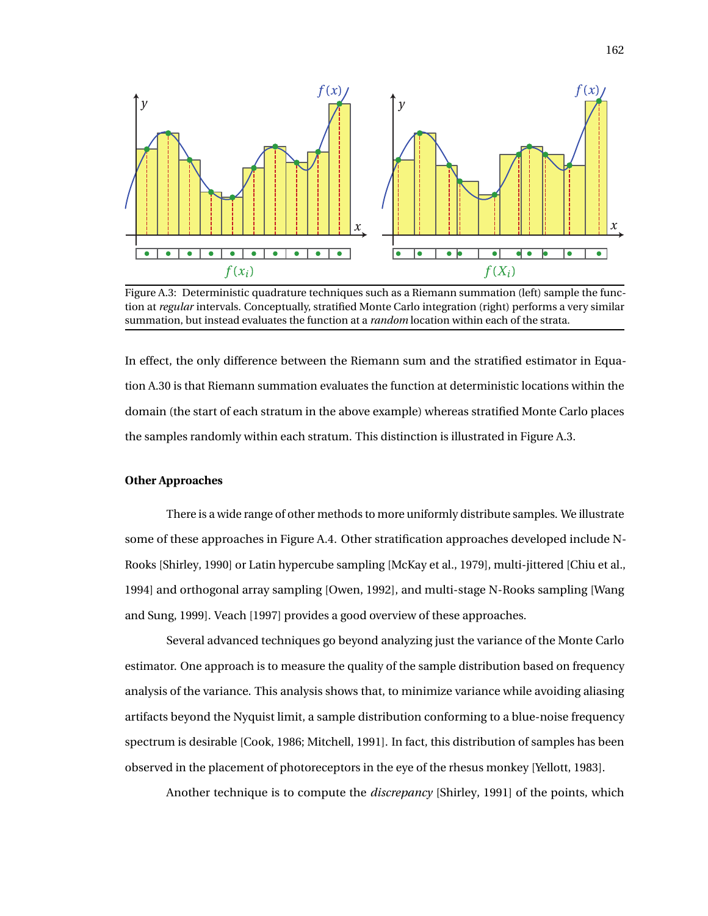Figure A.3: Deterministic quadrature techniques such as a Riemann summation (left) sample the function at *regular* intervals. Conceptually, stratified Monte Carlo integration (right) performs a very similar summation, but instead evaluates the function at a *random* location within each of the strata.

In effect, the only difference between the Riemann sum and the stratified estimator in Equation A.30 is that Riemann summation evaluates the function at deterministic locations within the domain (the start of each stratum in the above example) whereas stratified Monte Carlo places the samples randomly within each stratum. This distinction is illustrated in Figure A.3.

**Other Approaches**

There is a wide range of other methods to more uniformly distribute samples. We illustrate some of these approaches in Figure A.4. Other stratification approaches developed include N-Rooks [Shirley, 1990] or Latin hypercube sampling [McKay et al., 1979], multi-jittered [Chiu et al., 1994] and orthogonal array sampling [Owen, 1992], and multi-stage N-Rooks sampling [Wang and Sung, 1999]. Veach [1997] provides a good overview of these approaches.

Several advanced techniques go beyond analyzing just the variance of the Monte Carlo estimator. One approach is to measure the quality of the sample distribution based on frequency analysis of the variance. This analysis shows that, to minimize variance while avoiding aliasing artifacts beyond the Nyquist limit, a sample distribution conforming to a blue-noise frequency spectrum is desirable [Cook, 1986; Mitchell, 1991]. In fact, this distribution of samples has been observed in the placement of photoreceptors in the eye of the rhesus monkey [Yellott, 1983].

Another technique is to compute the *discrepancy* [Shirley, 1991] of the points, which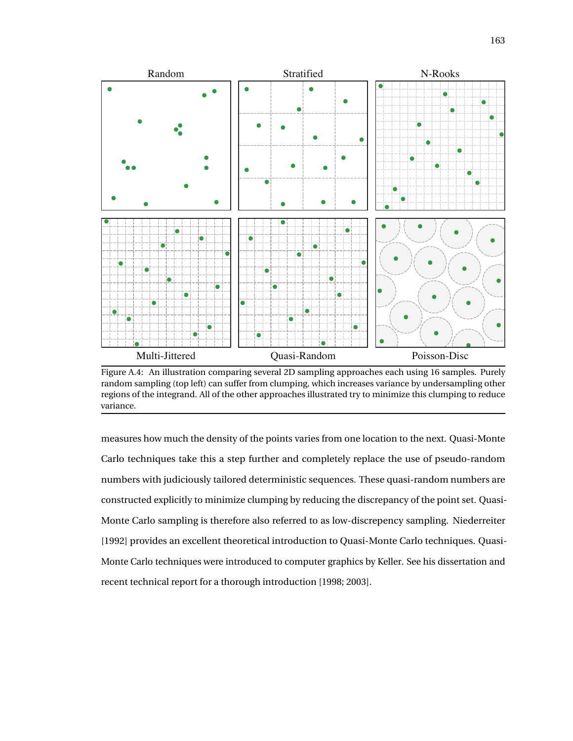Figure A.4: An illustration comparing several 2D sampling approaches each using 16 samples. Purely random sampling (top left) can suffer from clumping, which increases variance by undersampling other regions of the integrand. All of the other approaches illustrated try to minimize this clumping to reduce variance.

measures how much the density of the points varies from one location to the next. Quasi-Monte Carlo techniques take this a step further and completely replace the use of pseudo-random numbers with judiciously tailored deterministic sequences. These quasi-random numbers are constructed explicitly to minimize clumping by reducing the discrepancy of the point set. Quasi-Monte Carlo sampling is therefore also referred to as low-discrepency sampling. Niederreiter [1992] provides an excellent theoretical introduction to Quasi-Monte Carlo techniques. Quasi-Monte Carlo techniques were introduced to computer graphics by Keller. See his dissertation and recent technical report for a thorough introduction [1998; 2003].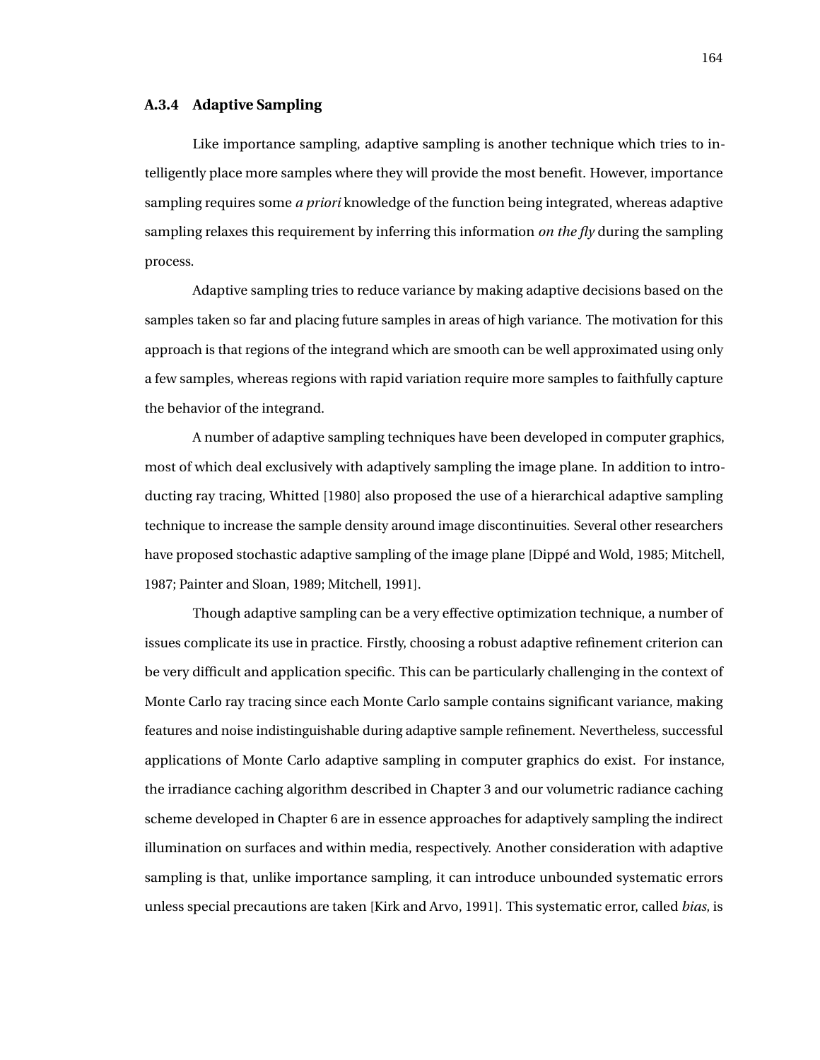### A.3.4 Adaptive Sampling

Like importance sampling, adaptive sampling is another technique which tries to intelligently place more samples where they will provide the most benefit. However, importance sampling requires some *a priori* knowledge of the function being integrated, whereas adaptive sampling relaxes this requirement by inferring this information *on the fly* during the sampling process.

Adaptive sampling tries to reduce variance by making adaptive decisions based on the samples taken so far and placing future samples in areas of high variance. The motivation for this approach is that regions of the integrand which are smooth can be well approximated using only a few samples, whereas regions with rapid variation require more samples to faithfully capture the behavior of the integrand.

A number of adaptive sampling techniques have been developed in computer graphics, most of which deal exclusively with adaptively sampling the image plane. In addition to introducting ray tracing, Whitted [1980] also proposed the use of a hierarchical adaptive sampling technique to increase the sample density around image discontinuities. Several other researchers have proposed stochastic adaptive sampling of the image plane [Dippé and Wold, 1985; Mitchell, 1987; Painter and Sloan, 1989; Mitchell, 1991].

Though adaptive sampling can be a very effective optimization technique, a number of issues complicate its use in practice. Firstly, choosing a robust adaptive refinement criterion can be very difficult and application specific. This can be particularly challenging in the context of Monte Carlo ray tracing since each Monte Carlo sample contains significant variance, making features and noise indistinguishable during adaptive sample refinement. Nevertheless, successful applications of Monte Carlo adaptive sampling in computer graphics do exist. For instance, the irradiance caching algorithm described in Chapter 3 and our volumetric radiance caching scheme developed in Chapter 6 are in essence approaches for adaptively sampling the indirect illumination on surfaces and within media, respectively. Another consideration with adaptive sampling is that, unlike importance sampling, it can introduce unbounded systematic errors unless special precautions are taken [Kirk and Arvo, 1991]. This systematic error, called *bias*, is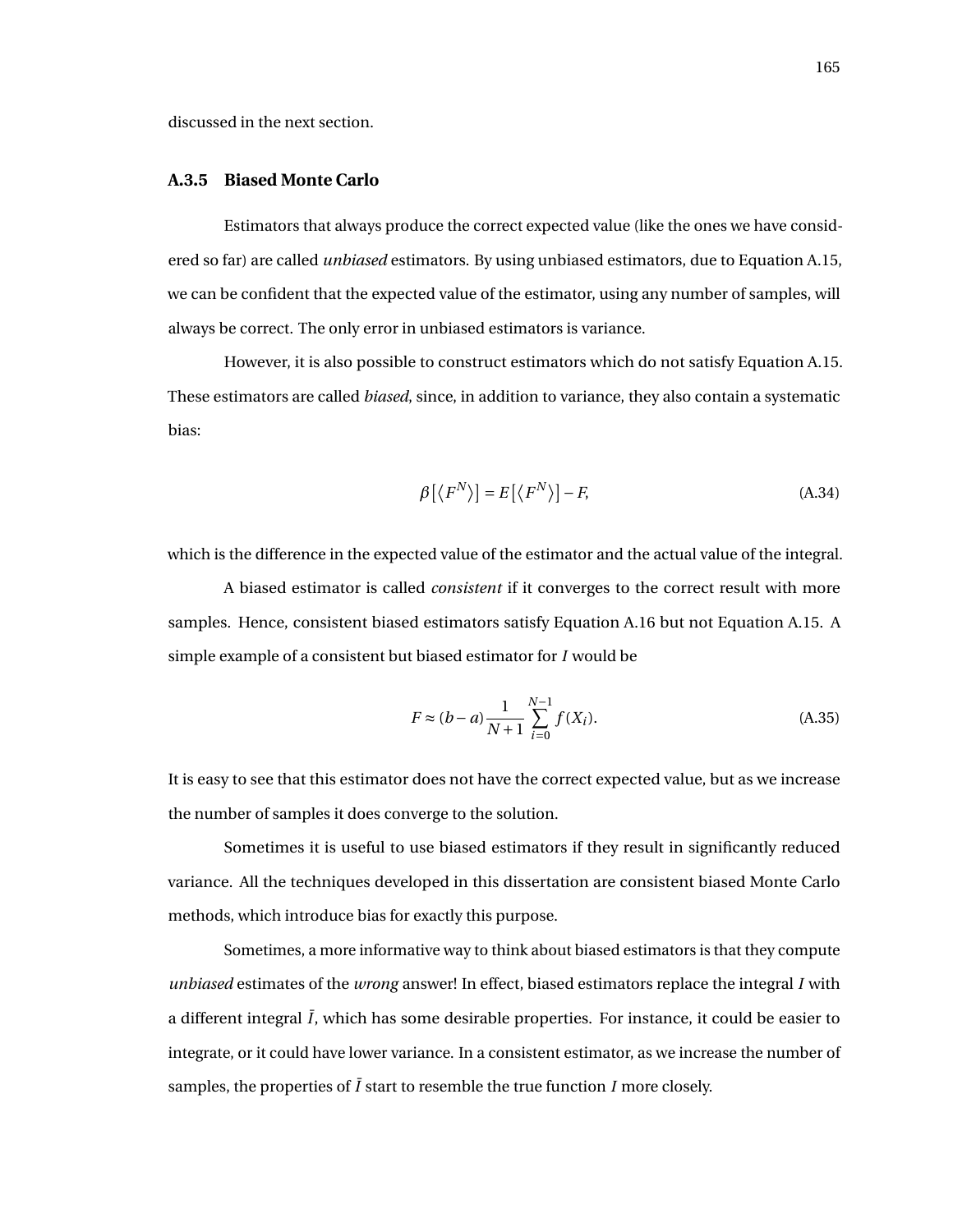discussed in the next section.

### A.3.5 Biased Monte Carlo

Estimators that always produce the correct expected value (like the ones we have considered so far) are called *unbiased* estimators. By using unbiased estimators, due to Equation A.15, we can be confident that the expected value of the estimator, using any number of samples, will always be correct. The only error in unbiased estimators is variance.

However, it is also possible to construct estimators which do not satisfy Equation A.15. These estimators are called *biased*, since, in addition to variance, they also contain a systematic bias:

$$\beta\left[\left\langle F^N\right\rangle\right] = E\left[\left\langle F^N\right\rangle\right] - F, \tag{A.34}$$

which is the difference in the expected value of the estimator and the actual value of the integral.

A biased estimator is called *consistent* if it converges to the correct result with more samples. Hence, consistent biased estimators satisfy Equation A.16 but not Equation A.15. A simple example of a consistent but biased estimator for $I$ would be

$$F \approx (b-a)\frac{1}{N+1}\sum_{i=0}^{N-1} f(X_i). \tag{A.35}$$

It is easy to see that this estimator does not have the correct expected value, but as we increase the number of samples it does converge to the solution.

Sometimes it is useful to use biased estimators if they result in significantly reduced variance. All the techniques developed in this dissertation are consistent biased Monte Carlo methods, which introduce bias for exactly this purpose.

Sometimes, a more informative way to think about biased estimators is that they compute *unbiased* estimates of the *wrong* answer! In effect, biased estimators replace the integral $I$ with a different integral $\bar{I}$, which has some desirable properties. For instance, it could be easier to integrate, or it could have lower variance. In a consistent estimator, as we increase the number of samples, the properties of $\bar{I}$ start to resemble the true function $I$ more closely.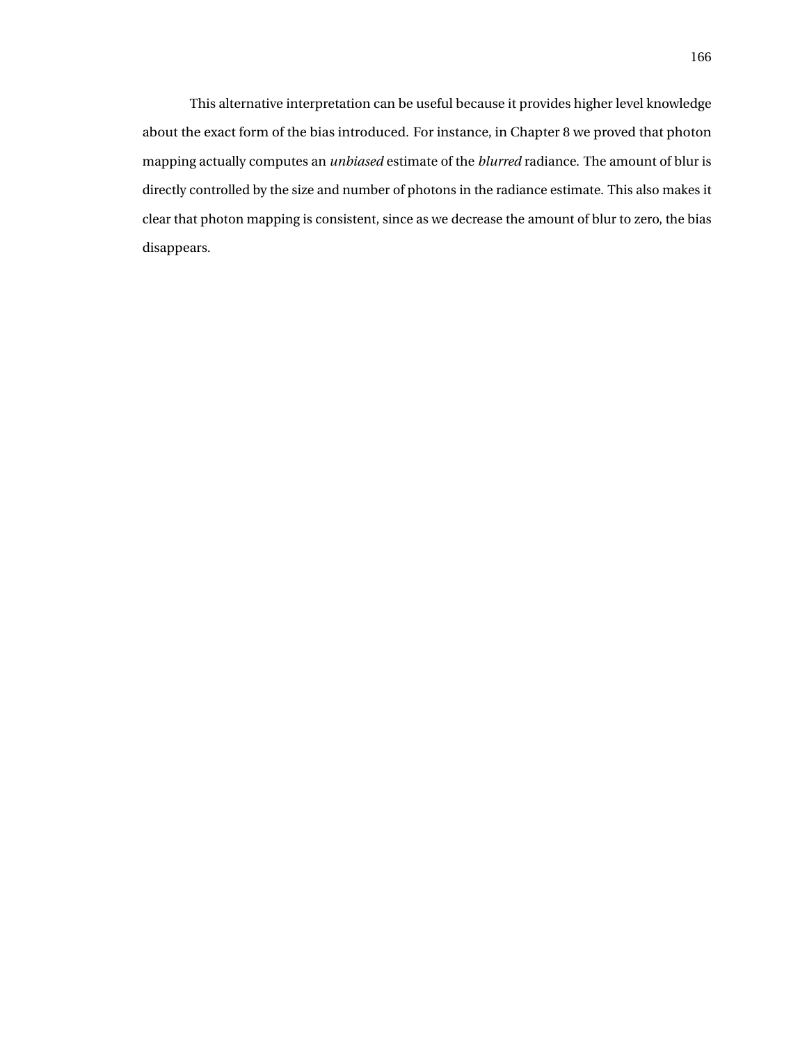This alternative interpretation can be useful because it provides higher level knowledge about the exact form of the bias introduced. For instance, in Chapter 8 we proved that photon mapping actually computes an *unbiased* estimate of the *blurred* radiance. The amount of blur is directly controlled by the size and number of photons in the radiance estimate. This also makes it clear that photon mapping is consistent, since as we decrease the amount of blur to zero, the bias disappears.